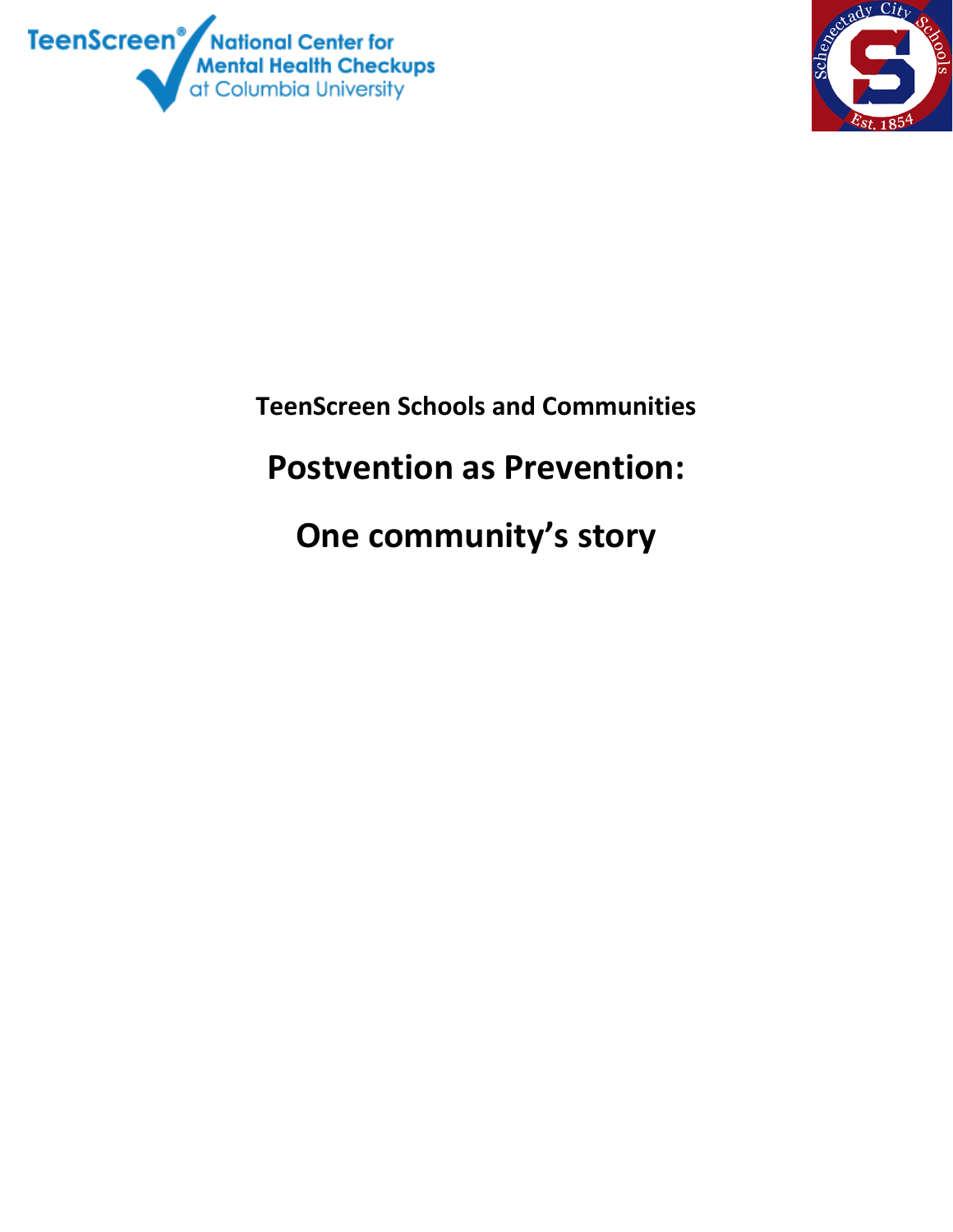TeenScreen® National Center for Mental Health Checkups at Columbia University

Schenectady City Schools Est. 1854

**TeenScreen Schools and Communities**

# Postvention as Prevention:

# One community's story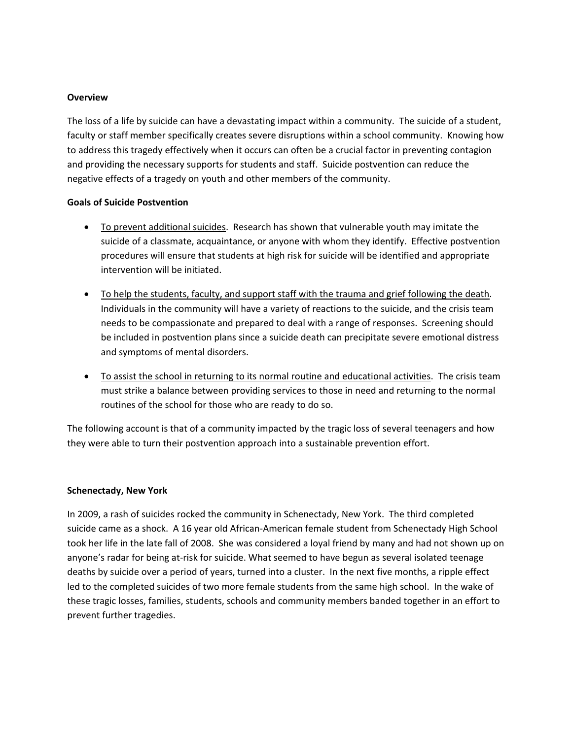**Overview**

The loss of a life by suicide can have a devastating impact within a community. The suicide of a student, faculty or staff member specifically creates severe disruptions within a school community. Knowing how to address this tragedy effectively when it occurs can often be a crucial factor in preventing contagion and providing the necessary supports for students and staff. Suicide postvention can reduce the negative effects of a tragedy on youth and other members of the community.

**Goals of Suicide Postvention**

- <u>To prevent additional suicides</u>. Research has shown that vulnerable youth may imitate the suicide of a classmate, acquaintance, or anyone with whom they identify. Effective postvention procedures will ensure that students at high risk for suicide will be identified and appropriate intervention will be initiated.

- <u>To help the students, faculty, and support staff with the trauma and grief following the death</u>. Individuals in the community will have a variety of reactions to the suicide, and the crisis team needs to be compassionate and prepared to deal with a range of responses. Screening should be included in postvention plans since a suicide death can precipitate severe emotional distress and symptoms of mental disorders.

- <u>To assist the school in returning to its normal routine and educational activities</u>. The crisis team must strike a balance between providing services to those in need and returning to the normal routines of the school for those who are ready to do so.

The following account is that of a community impacted by the tragic loss of several teenagers and how they were able to turn their postvention approach into a sustainable prevention effort.

**Schenectady, New York**

In 2009, a rash of suicides rocked the community in Schenectady, New York. The third completed suicide came as a shock. A 16 year old African-American female student from Schenectady High School took her life in the late fall of 2008. She was considered a loyal friend by many and had not shown up on anyone's radar for being at-risk for suicide. What seemed to have begun as several isolated teenage deaths by suicide over a period of years, turned into a cluster. In the next five months, a ripple effect led to the completed suicides of two more female students from the same high school. In the wake of these tragic losses, families, students, schools and community members banded together in an effort to prevent further tragedies.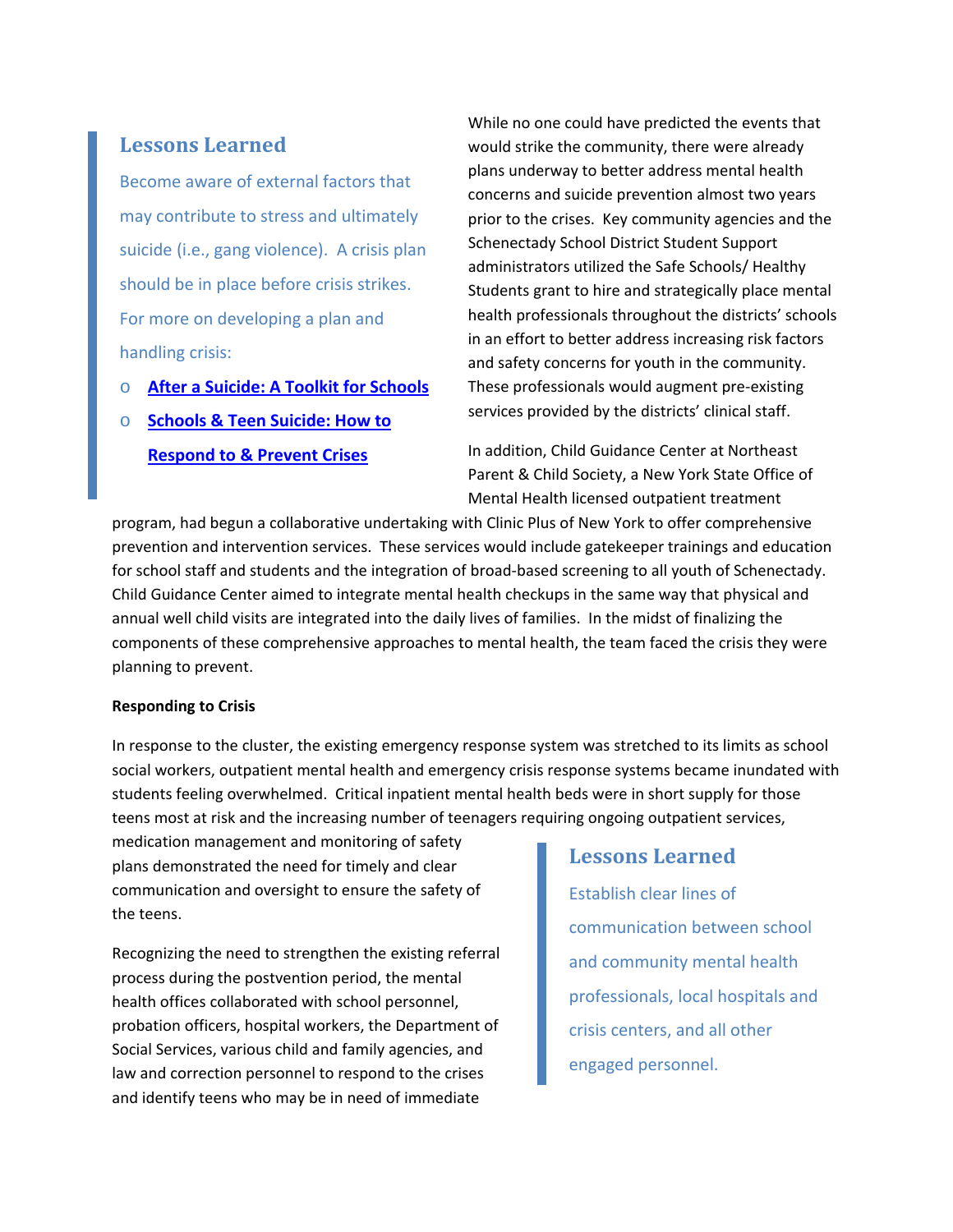### Lessons Learned

Become aware of external factors that may contribute to stress and ultimately suicide (i.e., gang violence). A crisis plan should be in place before crisis strikes. For more on developing a plan and handling crisis:

- After a Suicide: A Toolkit for Schools
- Schools & Teen Suicide: How to Respond to & Prevent Crises

While no one could have predicted the events that would strike the community, there were already plans underway to better address mental health concerns and suicide prevention almost two years prior to the crises. Key community agencies and the Schenectady School District Student Support administrators utilized the Safe Schools/ Healthy Students grant to hire and strategically place mental health professionals throughout the districts' schools in an effort to better address increasing risk factors and safety concerns for youth in the community. These professionals would augment pre-existing services provided by the districts' clinical staff.

In addition, Child Guidance Center at Northeast Parent & Child Society, a New York State Office of Mental Health licensed outpatient treatment program, had begun a collaborative undertaking with Clinic Plus of New York to offer comprehensive prevention and intervention services. These services would include gatekeeper trainings and education for school staff and students and the integration of broad-based screening to all youth of Schenectady. Child Guidance Center aimed to integrate mental health checkups in the same way that physical and annual well child visits are integrated into the daily lives of families. In the midst of finalizing the components of these comprehensive approaches to mental health, the team faced the crisis they were planning to prevent.

**Responding to Crisis**

In response to the cluster, the existing emergency response system was stretched to its limits as school social workers, outpatient mental health and emergency crisis response systems became inundated with students feeling overwhelmed. Critical inpatient mental health beds were in short supply for those teens most at risk and the increasing number of teenagers requiring ongoing outpatient services, medication management and monitoring of safety plans demonstrated the need for timely and clear communication and oversight to ensure the safety of the teens.

### Lessons Learned

Establish clear lines of communication between school and community mental health professionals, local hospitals and crisis centers, and all other engaged personnel.

Recognizing the need to strengthen the existing referral process during the postvention period, the mental health offices collaborated with school personnel, probation officers, hospital workers, the Department of Social Services, various child and family agencies, and law and correction personnel to respond to the crises and identify teens who may be in need of immediate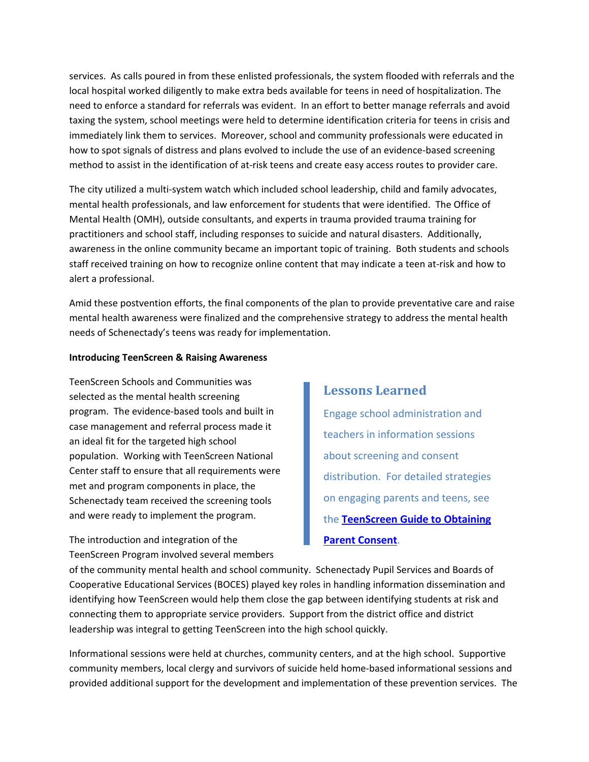services. As calls poured in from these enlisted professionals, the system flooded with referrals and the local hospital worked diligently to make extra beds available for teens in need of hospitalization. The need to enforce a standard for referrals was evident. In an effort to better manage referrals and avoid taxing the system, school meetings were held to determine identification criteria for teens in crisis and immediately link them to services. Moreover, school and community professionals were educated in how to spot signals of distress and plans evolved to include the use of an evidence-based screening method to assist in the identification of at-risk teens and create easy access routes to provider care.

The city utilized a multi-system watch which included school leadership, child and family advocates, mental health professionals, and law enforcement for students that were identified. The Office of Mental Health (OMH), outside consultants, and experts in trauma provided trauma training for practitioners and school staff, including responses to suicide and natural disasters. Additionally, awareness in the online community became an important topic of training. Both students and schools staff received training on how to recognize online content that may indicate a teen at-risk and how to alert a professional.

Amid these postvention efforts, the final components of the plan to provide preventative care and raise mental health awareness were finalized and the comprehensive strategy to address the mental health needs of Schenectady's teens was ready for implementation.

**Introducing TeenScreen & Raising Awareness**

TeenScreen Schools and Communities was selected as the mental health screening program. The evidence-based tools and built in case management and referral process made it an ideal fit for the targeted high school population. Working with TeenScreen National Center staff to ensure that all requirements were met and program components in place, the Schenectady team received the screening tools and were ready to implement the program.

> ### Lessons Learned
>
> Engage school administration and teachers in information sessions about screening and consent distribution. For detailed strategies on engaging parents and teens, see the **TeenScreen Guide to Obtaining Parent Consent**.

The introduction and integration of the TeenScreen Program involved several members of the community mental health and school community. Schenectady Pupil Services and Boards of Cooperative Educational Services (BOCES) played key roles in handling information dissemination and identifying how TeenScreen would help them close the gap between identifying students at risk and connecting them to appropriate service providers. Support from the district office and district leadership was integral to getting TeenScreen into the high school quickly.

Informational sessions were held at churches, community centers, and at the high school. Supportive community members, local clergy and survivors of suicide held home-based informational sessions and provided additional support for the development and implementation of these prevention services. The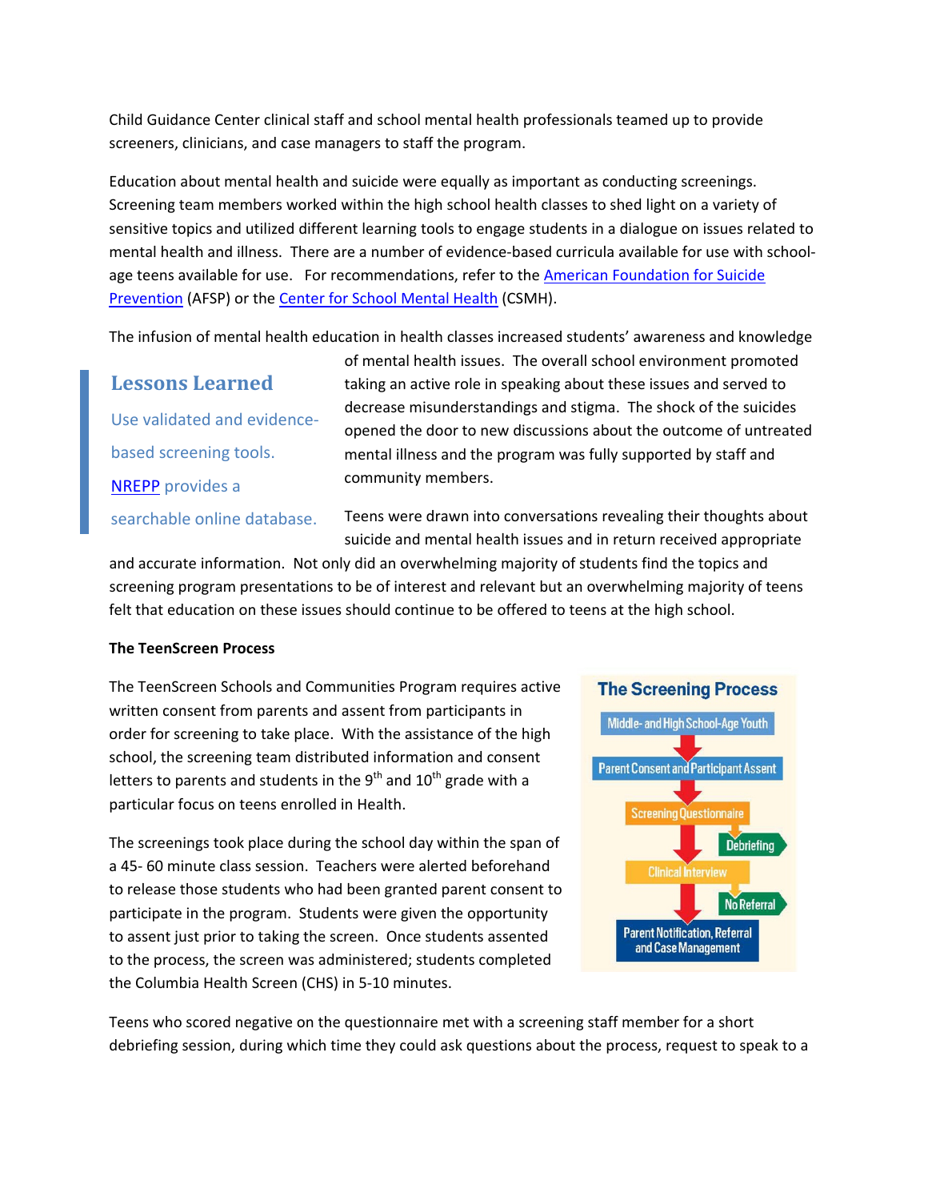Child Guidance Center clinical staff and school mental health professionals teamed up to provide screeners, clinicians, and case managers to staff the program.

Education about mental health and suicide were equally as important as conducting screenings. Screening team members worked within the high school health classes to shed light on a variety of sensitive topics and utilized different learning tools to engage students in a dialogue on issues related to mental health and illness. There are a number of evidence-based curricula available for use with school-age teens available for use. For recommendations, refer to the American Foundation for Suicide Prevention (AFSP) or the Center for School Mental Health (CSMH).

The infusion of mental health education in health classes increased students' awareness and knowledge of mental health issues. The overall school environment promoted taking an active role in speaking about these issues and served to decrease misunderstandings and stigma. The shock of the suicides opened the door to new discussions about the outcome of untreated mental illness and the program was fully supported by staff and community members.

> **Lessons Learned**
>
> Use validated and evidence-based screening tools. NREPP provides a searchable online database.

Teens were drawn into conversations revealing their thoughts about suicide and mental health issues and in return received appropriate and accurate information. Not only did an overwhelming majority of students find the topics and screening program presentations to be of interest and relevant but an overwhelming majority of teens felt that education on these issues should continue to be offered to teens at the high school.

**The TeenScreen Process**

The TeenScreen Schools and Communities Program requires active written consent from parents and assent from participants in order for screening to take place. With the assistance of the high school, the screening team distributed information and consent letters to parents and students in the 9th and 10th grade with a particular focus on teens enrolled in Health.

**The Screening Process**

- Middle- and High School-Age Youth
- Parent Consent and Participant Assent
- Screening Questionnaire → Debriefing
- Clinical Interview → No Referral
- Parent Notification, Referral and Case Management

The screenings took place during the school day within the span of a 45- 60 minute class session. Teachers were alerted beforehand to release those students who had been granted parent consent to participate in the program. Students were given the opportunity to assent just prior to taking the screen. Once students assented to the process, the screen was administered; students completed the Columbia Health Screen (CHS) in 5-10 minutes.

Teens who scored negative on the questionnaire met with a screening staff member for a short debriefing session, during which time they could ask questions about the process, request to speak to a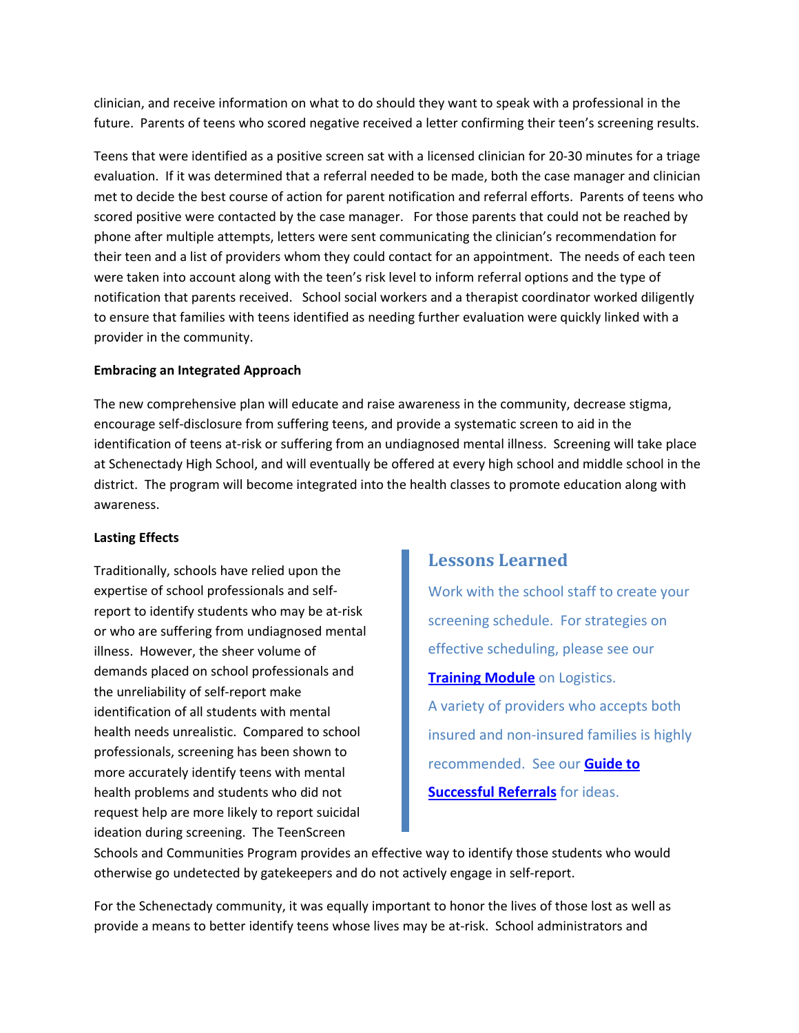clinician, and receive information on what to do should they want to speak with a professional in the future. Parents of teens who scored negative received a letter confirming their teen's screening results.

Teens that were identified as a positive screen sat with a licensed clinician for 20-30 minutes for a triage evaluation. If it was determined that a referral needed to be made, both the case manager and clinician met to decide the best course of action for parent notification and referral efforts. Parents of teens who scored positive were contacted by the case manager. For those parents that could not be reached by phone after multiple attempts, letters were sent communicating the clinician's recommendation for their teen and a list of providers whom they could contact for an appointment. The needs of each teen were taken into account along with the teen's risk level to inform referral options and the type of notification that parents received. School social workers and a therapist coordinator worked diligently to ensure that families with teens identified as needing further evaluation were quickly linked with a provider in the community.

**Embracing an Integrated Approach**

The new comprehensive plan will educate and raise awareness in the community, decrease stigma, encourage self-disclosure from suffering teens, and provide a systematic screen to aid in the identification of teens at-risk or suffering from an undiagnosed mental illness. Screening will take place at Schenectady High School, and will eventually be offered at every high school and middle school in the district. The program will become integrated into the health classes to promote education along with awareness.

**Lasting Effects**

Traditionally, schools have relied upon the expertise of school professionals and self-report to identify students who may be at-risk or who are suffering from undiagnosed mental illness. However, the sheer volume of demands placed on school professionals and the unreliability of self-report make identification of all students with mental health needs unrealistic. Compared to school professionals, screening has been shown to more accurately identify teens with mental health problems and students who did not request help are more likely to report suicidal ideation during screening. The TeenScreen Schools and Communities Program provides an effective way to identify those students who would otherwise go undetected by gatekeepers and do not actively engage in self-report.

> ## Lessons Learned
>
> Work with the school staff to create your screening schedule. For strategies on effective scheduling, please see our **Training Module** on Logistics.
>
> A variety of providers who accepts both insured and non-insured families is highly recommended. See our **Guide to Successful Referrals** for ideas.

For the Schenectady community, it was equally important to honor the lives of those lost as well as provide a means to better identify teens whose lives may be at-risk. School administrators and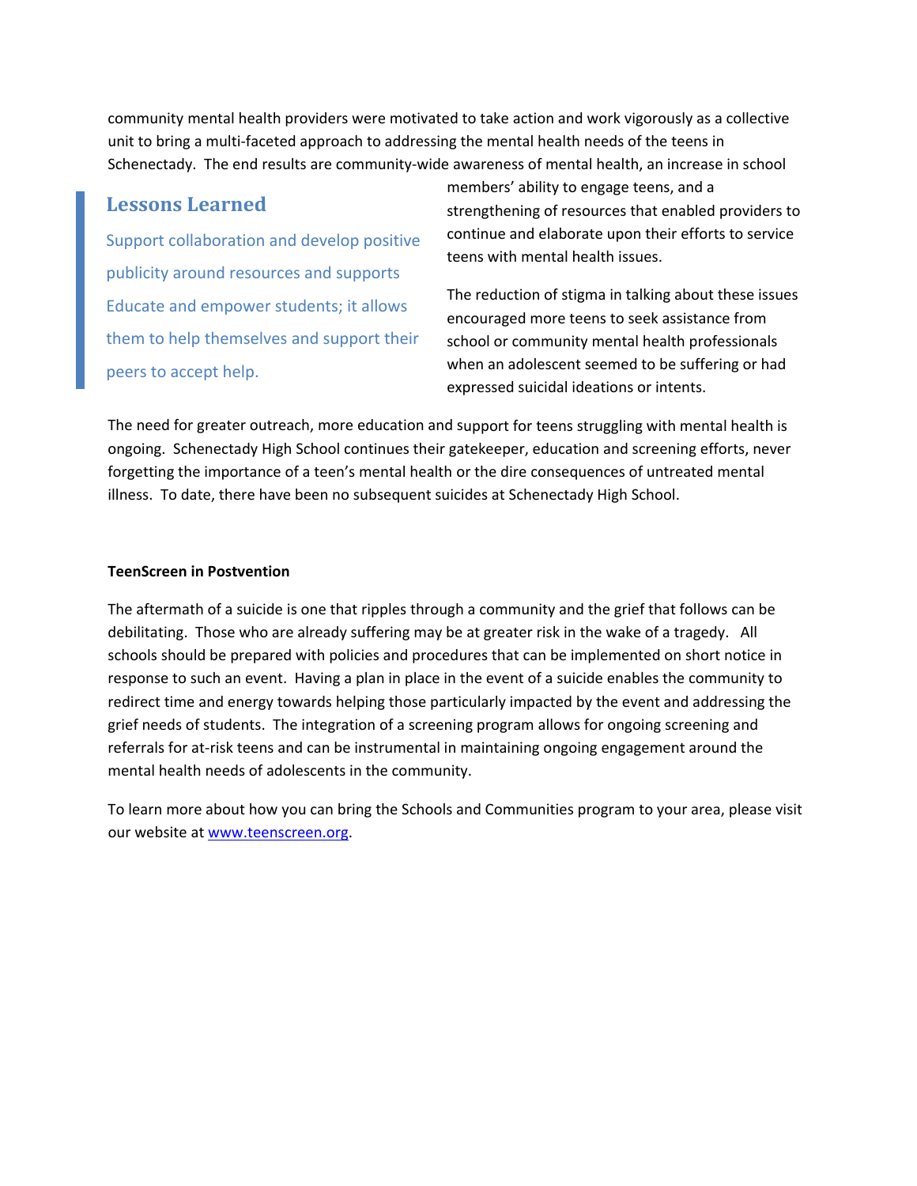community mental health providers were motivated to take action and work vigorously as a collective unit to bring a multi-faceted approach to addressing the mental health needs of the teens in Schenectady. The end results are community-wide awareness of mental health, an increase in school members' ability to engage teens, and a strengthening of resources that enabled providers to continue and elaborate upon their efforts to service teens with mental health issues.

> ### Lessons Learned
>
> Support collaboration and develop positive publicity around resources and supports
>
> Educate and empower students; it allows them to help themselves and support their peers to accept help.

The reduction of stigma in talking about these issues encouraged more teens to seek assistance from school or community mental health professionals when an adolescent seemed to be suffering or had expressed suicidal ideations or intents.

The need for greater outreach, more education and support for teens struggling with mental health is ongoing. Schenectady High School continues their gatekeeper, education and screening efforts, never forgetting the importance of a teen's mental health or the dire consequences of untreated mental illness. To date, there have been no subsequent suicides at Schenectady High School.

**TeenScreen in Postvention**

The aftermath of a suicide is one that ripples through a community and the grief that follows can be debilitating. Those who are already suffering may be at greater risk in the wake of a tragedy. All schools should be prepared with policies and procedures that can be implemented on short notice in response to such an event. Having a plan in place in the event of a suicide enables the community to redirect time and energy towards helping those particularly impacted by the event and addressing the grief needs of students. The integration of a screening program allows for ongoing screening and referrals for at-risk teens and can be instrumental in maintaining ongoing engagement around the mental health needs of adolescents in the community.

To learn more about how you can bring the Schools and Communities program to your area, please visit our website at [www.teenscreen.org](http://www.teenscreen.org).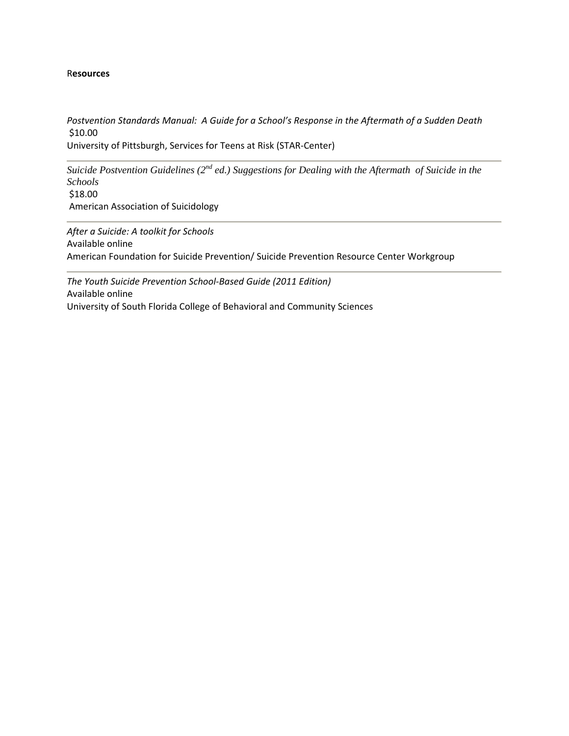**Resources**

*Postvention Standards Manual: A Guide for a School's Response in the Aftermath of a Sudden Death*
$10.00
University of Pittsburgh, Services for Teens at Risk (STAR-Center)

---

*Suicide Postvention Guidelines (2nd ed.) Suggestions for Dealing with the Aftermath of Suicide in the Schools*
$18.00
American Association of Suicidology

---

*After a Suicide: A toolkit for Schools*
Available online
American Foundation for Suicide Prevention/ Suicide Prevention Resource Center Workgroup

---

*The Youth Suicide Prevention School-Based Guide (2011 Edition)*
Available online
University of South Florida College of Behavioral and Community Sciences